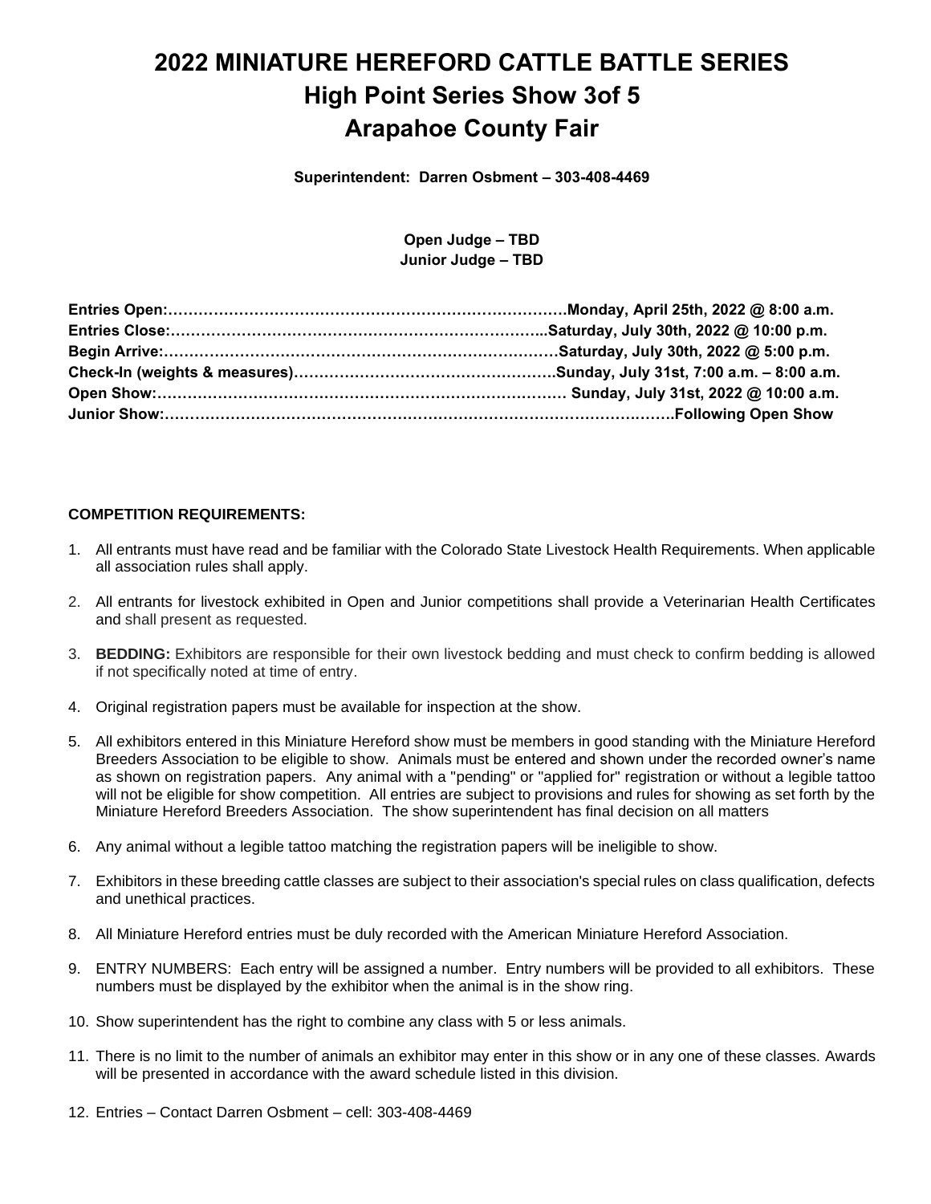# 2022 MINIATURE HEREFORD CATTLE BATTLE SERIES
## High Point Series Show 3of 5
## Arapahoe County Fair

**Superintendent: Darren Osbment – 303-408-4469**

**Open Judge – TBD**
**Junior Judge – TBD**

**Entries Open:……………………………………………………………………Monday, April 25th, 2022 @ 8:00 a.m.**
**Entries Close:…………………………………………………………………..Saturday, July 30th, 2022 @ 10:00 p.m.**
**Begin Arrive:……………………………………………………………………Saturday, July 30th, 2022 @ 5:00 p.m.**
**Check-In (weights & measures)……………………………………………Sunday, July 31st, 7:00 a.m. – 8:00 a.m.**
**Open Show:………………………………………………………………………Sunday, July 31st, 2022 @ 10:00 a.m.**
**Junior Show:……………………………………………………………………………………….Following Open Show**

**COMPETITION REQUIREMENTS:**

1. All entrants must have read and be familiar with the Colorado State Livestock Health Requirements. When applicable all association rules shall apply.
2. All entrants for livestock exhibited in Open and Junior competitions shall provide a Veterinarian Health Certificates and shall present as requested.
3. **BEDDING:** Exhibitors are responsible for their own livestock bedding and must check to confirm bedding is allowed if not specifically noted at time of entry.
4. Original registration papers must be available for inspection at the show.
5. All exhibitors entered in this Miniature Hereford show must be members in good standing with the Miniature Hereford Breeders Association to be eligible to show. Animals must be entered and shown under the recorded owner's name as shown on registration papers. Any animal with a "pending" or "applied for" registration or without a legible tattoo will not be eligible for show competition. All entries are subject to provisions and rules for showing as set forth by the Miniature Hereford Breeders Association. The show superintendent has final decision on all matters
6. Any animal without a legible tattoo matching the registration papers will be ineligible to show.
7. Exhibitors in these breeding cattle classes are subject to their association's special rules on class qualification, defects and unethical practices.
8. All Miniature Hereford entries must be duly recorded with the American Miniature Hereford Association.
9. ENTRY NUMBERS: Each entry will be assigned a number. Entry numbers will be provided to all exhibitors. These numbers must be displayed by the exhibitor when the animal is in the show ring.
10. Show superintendent has the right to combine any class with 5 or less animals.
11. There is no limit to the number of animals an exhibitor may enter in this show or in any one of these classes. Awards will be presented in accordance with the award schedule listed in this division.
12. Entries – Contact Darren Osbment – cell: 303-408-4469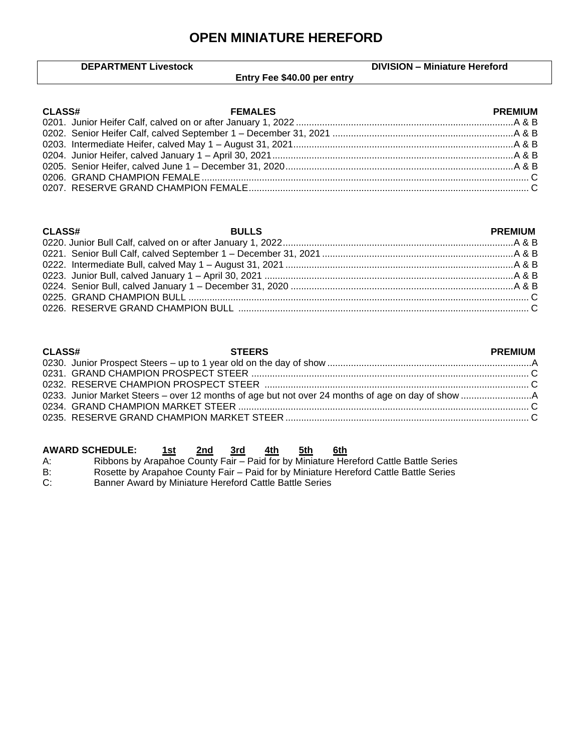# OPEN MINIATURE HEREFORD

| DEPARTMENT Livestock | DIVISION – Miniature Hereford |
|---|---|
| Entry Fee $40.00 per entry | |

| CLASS# | FEMALES | PREMIUM |
|---|---|---|
| 0201. | Junior Heifer Calf, calved on or after January 1, 2022 | A & B |
| 0202. | Senior Heifer Calf, calved September 1 – December 31, 2021 | A & B |
| 0203. | Intermediate Heifer, calved May 1 – August 31, 2021 | A & B |
| 0204. | Junior Heifer, calved January 1 – April 30, 2021 | A & B |
| 0205. | Senior Heifer, calved June 1 – December 31, 2020 | A & B |
| 0206. | GRAND CHAMPION FEMALE | C |
| 0207. | RESERVE GRAND CHAMPION FEMALE | C |

| CLASS# | BULLS | PREMIUM |
|---|---|---|
| 0220. | Junior Bull Calf, calved on or after January 1, 2022 | A & B |
| 0221. | Senior Bull Calf, calved September 1 – December 31, 2021 | A & B |
| 0222. | Intermediate Bull, calved May 1 – August 31, 2021 | A & B |
| 0223. | Junior Bull, calved January 1 – April 30, 2021 | A & B |
| 0224. | Senior Bull, calved January 1 – December 31, 2020 | A & B |
| 0225. | GRAND CHAMPION BULL | C |
| 0226. | RESERVE GRAND CHAMPION BULL | C |

| CLASS# | STEERS | PREMIUM |
|---|---|---|
| 0230. | Junior Prospect Steers – up to 1 year old on the day of show | A |
| 0231. | GRAND CHAMPION PROSPECT STEER | C |
| 0232. | RESERVE CHAMPION PROSPECT STEER | C |
| 0233. | Junior Market Steers – over 12 months of age but not over 24 months of age on day of show | A |
| 0234. | GRAND CHAMPION MARKET STEER | C |
| 0235. | RESERVE GRAND CHAMPION MARKET STEER | C |

**AWARD SCHEDULE:** 1st 2nd 3rd 4th 5th 6th

A: Ribbons by Arapahoe County Fair – Paid for by Miniature Hereford Cattle Battle Series

B: Rosette by Arapahoe County Fair – Paid for by Miniature Hereford Cattle Battle Series

C: Banner Award by Miniature Hereford Cattle Battle Series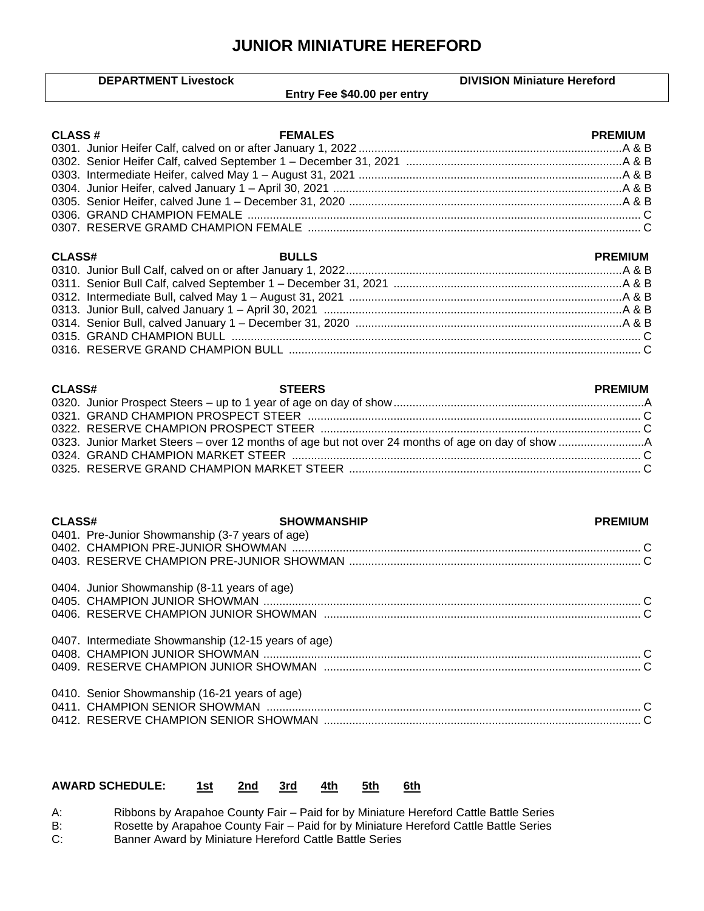# JUNIOR MINIATURE HEREFORD

| DEPARTMENT Livestock | Entry Fee $40.00 per entry | DIVISION Miniature Hereford |
|---|---|---|

| CLASS # | FEMALES | PREMIUM |
|---|---|---|
| 0301. | Junior Heifer Calf, calved on or after January 1, 2022 | A & B |
| 0302. | Senior Heifer Calf, calved September 1 – December 31, 2021 | A & B |
| 0303. | Intermediate Heifer, calved May 1 – August 31, 2021 | A & B |
| 0304. | Junior Heifer, calved January 1 – April 30, 2021 | A & B |
| 0305. | Senior Heifer, calved June 1 – December 31, 2020 | A & B |
| 0306. | GRAND CHAMPION FEMALE | C |
| 0307. | RESERVE GRAMD CHAMPION FEMALE | C |

| CLASS# | BULLS | PREMIUM |
|---|---|---|
| 0310. | Junior Bull Calf, calved on or after January 1, 2022 | A & B |
| 0311. | Senior Bull Calf, calved September 1 – December 31, 2021 | A & B |
| 0312. | Intermediate Bull, calved May 1 – August 31, 2021 | A & B |
| 0313. | Junior Bull, calved January 1 – April 30, 2021 | A & B |
| 0314. | Senior Bull, calved January 1 – December 31, 2020 | A & B |
| 0315. | GRAND CHAMPION BULL | C |
| 0316. | RESERVE GRAND CHAMPION BULL | C |

| CLASS# | STEERS | PREMIUM |
|---|---|---|
| 0320. | Junior Prospect Steers – up to 1 year of age on day of show | A |
| 0321. | GRAND CHAMPION PROSPECT STEER | C |
| 0322. | RESERVE CHAMPION PROSPECT STEER | C |
| 0323. | Junior Market Steers – over 12 months of age but not over 24 months of age on day of show | A |
| 0324. | GRAND CHAMPION MARKET STEER | C |
| 0325. | RESERVE GRAND CHAMPION MARKET STEER | C |

| CLASS# | SHOWMANSHIP | PREMIUM |
|---|---|---|
| 0401. | Pre-Junior Showmanship (3-7 years of age) | |
| 0402. | CHAMPION PRE-JUNIOR SHOWMAN | C |
| 0403. | RESERVE CHAMPION PRE-JUNIOR SHOWMAN | C |
| 0404. | Junior Showmanship (8-11 years of age) | |
| 0405. | CHAMPION JUNIOR SHOWMAN | C |
| 0406. | RESERVE CHAMPION JUNIOR SHOWMAN | C |
| 0407. | Intermediate Showmanship (12-15 years of age) | |
| 0408. | CHAMPION JUNIOR SHOWMAN | C |
| 0409. | RESERVE CHAMPION JUNIOR SHOWMAN | C |
| 0410. | Senior Showmanship (16-21 years of age) | |
| 0411. | CHAMPION SENIOR SHOWMAN | C |
| 0412. | RESERVE CHAMPION SENIOR SHOWMAN | C |

**AWARD SCHEDULE:** 1st 2nd 3rd 4th 5th 6th

A: Ribbons by Arapahoe County Fair – Paid for by Miniature Hereford Cattle Battle Series
B: Rosette by Arapahoe County Fair – Paid for by Miniature Hereford Cattle Battle Series
C: Banner Award by Miniature Hereford Cattle Battle Series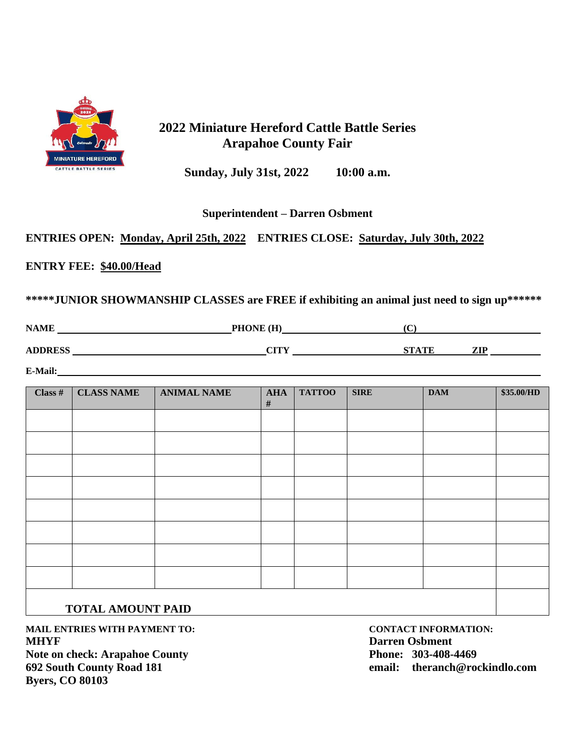# 2022 Miniature Hereford Cattle Battle Series
# Arapahoe County Fair

**Sunday, July 31st, 2022 10:00 a.m.**

**Superintendent – Darren Osbment**

**ENTRIES OPEN: Monday, April 25th, 2022 ENTRIES CLOSE: Saturday, July 30th, 2022**

**ENTRY FEE: $40.00/Head**

**\*\*\*\*\*JUNIOR SHOWMANSHIP CLASSES are FREE if exhibiting an animal just need to sign up\*\*\*\*\*\***

**NAME** ______________________ **PHONE (H)** ______________________ **(C)** ______________________

**ADDRESS** ______________________ **CITY** ______________________ **STATE** ________ **ZIP** ________

**E-Mail:** ______________________________________________

| Class # | CLASS NAME | ANIMAL NAME | AHA # | TATTOO | SIRE | DAM | $35.00/HD |
|---|---|---|---|---|---|---|---|
| | | | | | | | |
| | | | | | | | |
| | | | | | | | |
| | | | | | | | |
| | | | | | | | |
| | | | | | | | |
| | | | | | | | |
| | | | | | | | |
| **TOTAL AMOUNT PAID** | | | | | | | |

**MAIL ENTRIES WITH PAYMENT TO:**
**MHYF**
**Note on check: Arapahoe County**
**692 South County Road 181**
**Byers, CO 80103**

**CONTACT INFORMATION:**
**Darren Osbment**
**Phone: 303-408-4469**
**email: theranch@rockindlo.com**